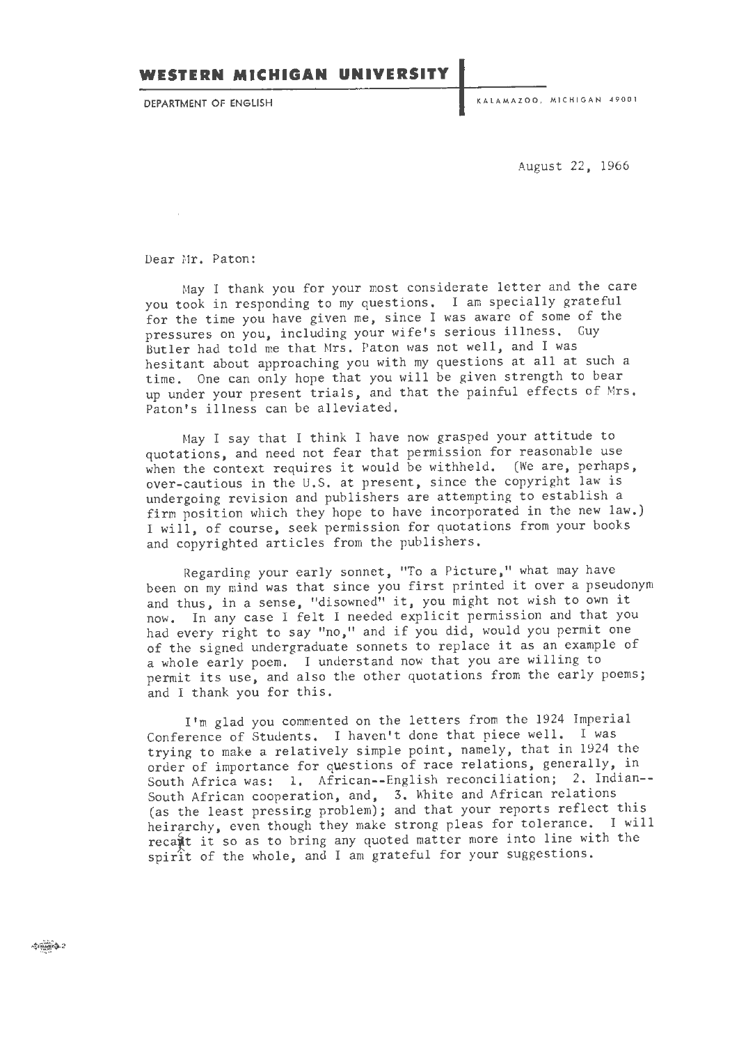**WESTERN MICHIGAN UNIVERSITY**

DEPARTMENT OF ENGLISH

KALAMAZOO, MICHIGAN 49001

August 22, 1966

Dear Mr. Paton:

May I thank you for your most considerate letter and the care you took in responding to my questions. I am specially grateful for the time you have given me, since I was aware of some of the pressures on you, including your wife's serious illness. Guy Butler had told me that Mrs. Paton was not well, and I was hesitant about approaching you with my questions at all at such a time. One can only hope that you will be given strength to bear up under your present trials, and that the painful effects of Mrs. Paton's illness can be alleviated.

May I say that I think I have now grasped your attitude to quotations, and need not fear that permission for reasonable use when the context requires it would be withheld. (We are, perhaps, over-cautious in the U.S. at present, since the copyright law is undergoing revision and publishers are attempting to establish a firm position which they hope to have incorporated in the new law.) I will, of course, seek permission for quotations from your books and copyrighted articles from the publishers.

Regarding your early sonnet, "To a Picture," what may have been on my mind was that since you first printed it over a pseudonym and thus, in a sense, "disowned" it, you might not wish to own it now. In any case I felt I needed explicit permission and that you had every right to say "no," and if you did, would you permit one of the signed undergraduate sonnets to replace it as an example of a whole early poem. I understand now that you are willing to permit its use, and also the other quotations from the early poems; and I thank you for this.

I'm glad you commented on the letters from the 1924 Imperial Conference of Students. I haven't done that piece well. I was trying to make a relatively simple point, namely, that in 1924 the order of importance for questions of race relations, generally, in South Africa was: 1. African--English reconciliation; 2. Indian--South African cooperation, and, 3. White and African relations (as the least pressing problem); and that your reports reflect this heirarchy, even though they make strong pleas for tolerance. I will recast it so as to bring any quoted matter more into line with the spirit of the whole, and I am grateful for your suggestions.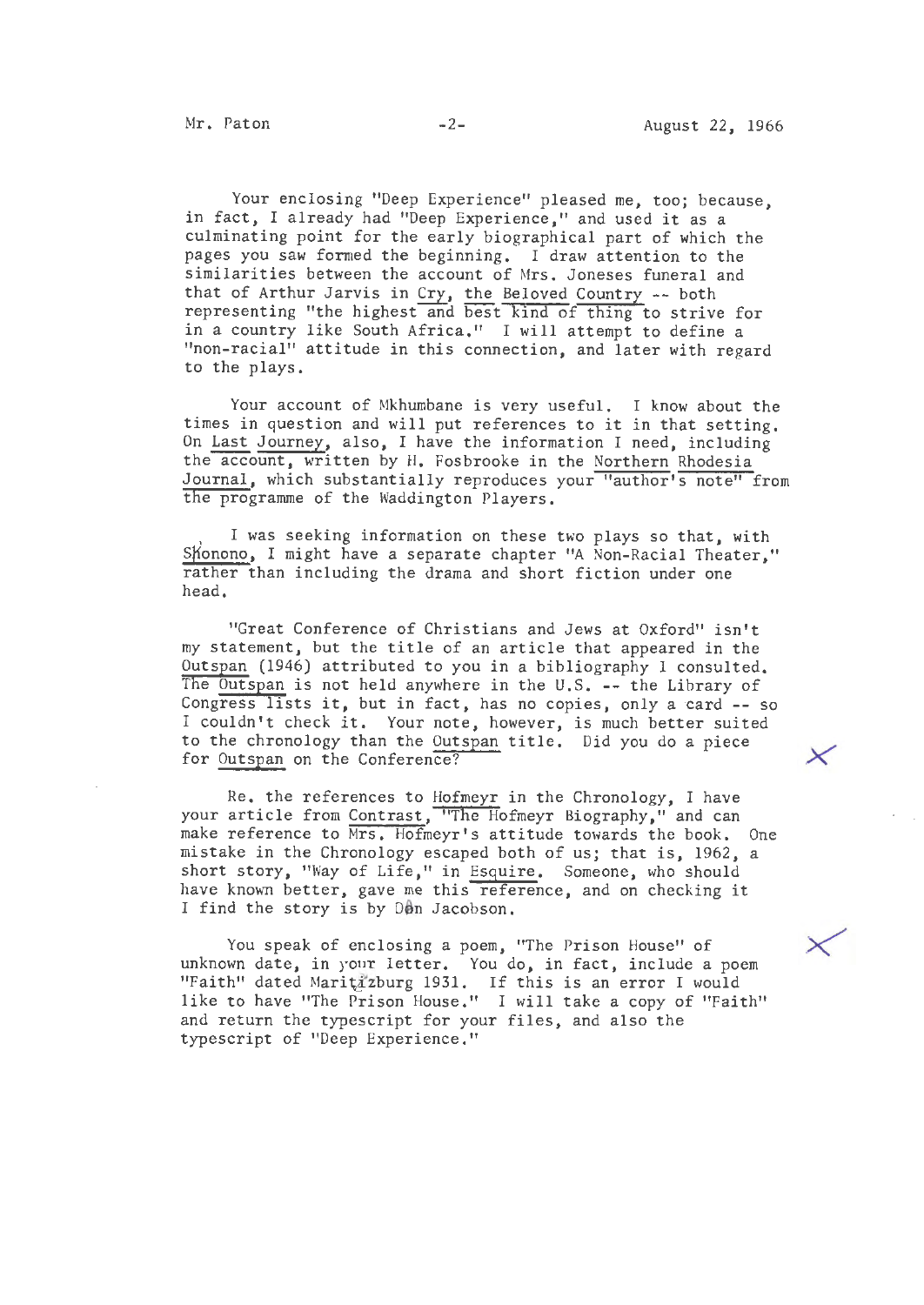Your enclosing "Deep Experience" pleased me, too; because, in fact, I already had "Deep Experience," and used it as a culminating point for the early biographical part of which the pages you saw formed the beginning. I draw attention to the similarities between the account of Mrs. Joneses funeral and that of Arthur Jarvis in Cry, the Beloved Country -- both representing "the highest and best kind of thing to strive for in a country like South Africa." I will attempt to define a "non-racial" attitude in this connection, and later with regard to the plays.

Your account of Mkhumbane is very useful. I know about the times in question and will put references to it in that setting. On Last Journey, also, I have the information I need, including the account, written by H. Fosbrooke in the Northern Rhodesia Journal, which substantially reproduces your "author's note" from the programme of the Waddington Players.

I was seeking information on these two plays so that, with Sponono, I might have a separate chapter "A Non-Racial Theater," rather than including the drama and short fiction under one head.

"Great Conference of Christians and Jews at Oxford" isn't my statement, but the title of an article that appeared in the Outspan (1946) attributed to you in a bibliography I consulted. The Outspan is not held anywhere in the U.S. -- the Library of Congress lists it, but in fact, has no copies, only a card -- so I couldn't check it. Your note, however, is much better suited to the chronology than the Outspan title. Did you do a piece for Outspan on the Conference?

Re. the references to Hofmeyr in the Chronology, I have your article from Contrast, "The Hofmeyr Biography," and can make reference to Mrs. Hofmeyr's attitude towards the book. One mistake in the Chronology escaped both of us; that is, 1962, a short story, "Way of Life," in Esquire. Someone, who should have known better, gave me this reference, and on checking it I find the story is by Dan Jacobson.

You speak of enclosing a poem, "The Prison House" of unknown date, in your letter. You do, in fact, include a poem "Faith" dated Maritzburg 1931. If this is an error I would like to have "The Prison House." I will take a copy of "Faith" and return the typescript for your files, and also the typescript of "Deep Experience."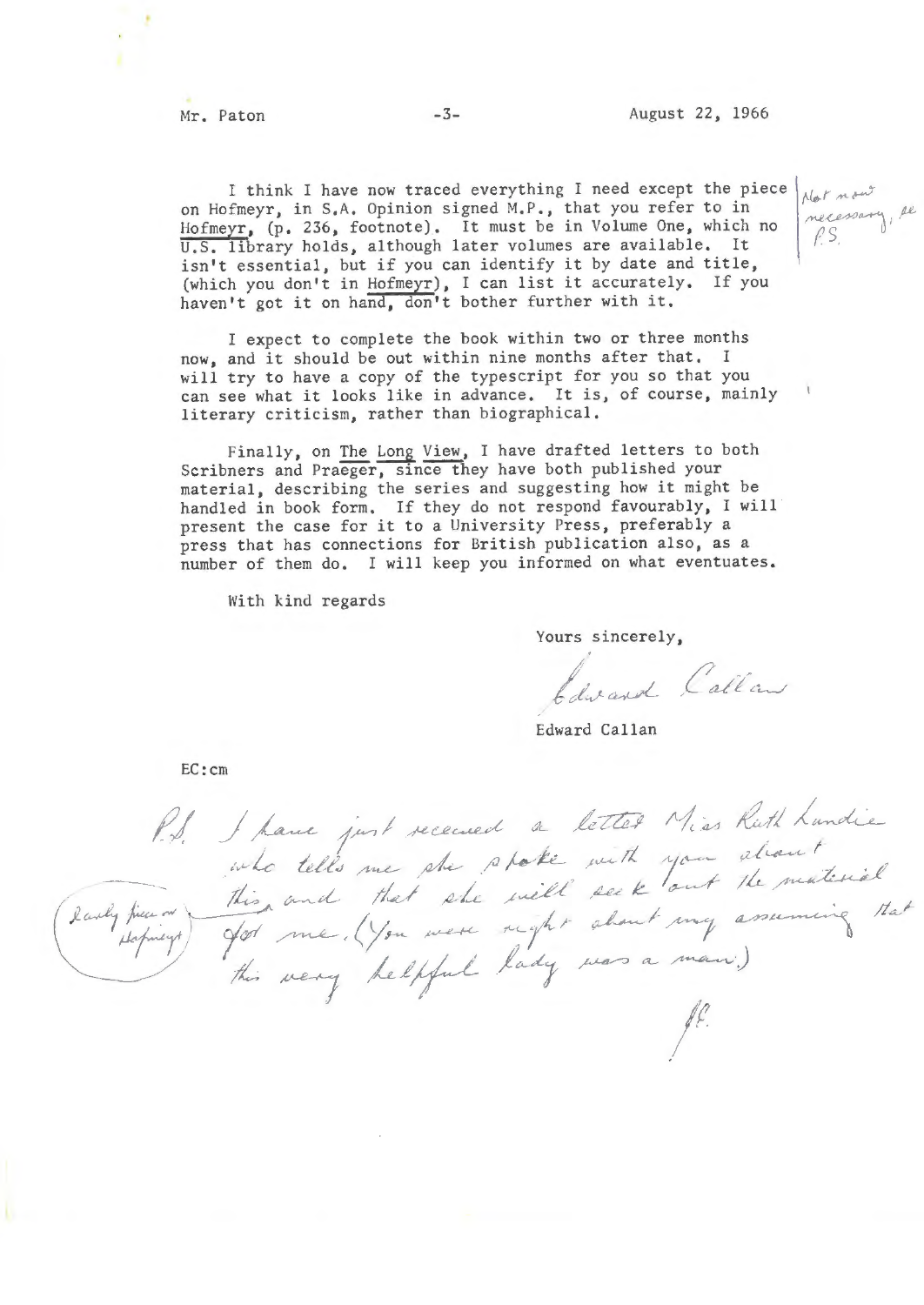I think I have now traced everything I need except the piece on Hofmeyr, in S.A. Opinion signed M.P., that you refer to in Hofmeyr, (p. 236, footnote). It must be in Volume One, which no U.S. library holds, although later volumes are available. It isn't essential, but if you can identify it by date and title, (which you don't in Hofmeyr), I can list it accurately. If you haven't got it on hand, don't bother further with it.

Not now necessary, see P.S.

I expect to complete the book within two or three months now, and it should be out within nine months after that. I will try to have a copy of the typescript for you so that you can see what it looks like in advance. It is, of course, mainly literary criticism, rather than biographical.

Finally, on The Long View, I have drafted letters to both Scribners and Praeger, since they have both published your material, describing the series and suggesting how it might be handled in book form. If they do not respond favourably, I will present the case for it to a University Press, preferably a press that has connections for British publication also, as a number of them do. I will keep you informed on what eventuates.

With kind regards

Yours sincerely,

Edward Callan

Edward Callan

EC:cm

P.S. I have just received a letter Miss Ruth Lundie who tells me she spoke with you about this (early piece on Hofmeyr) and that she will seek out the material for me. (You were right about my assuming that this very helpful lady was a man.)

E.C.